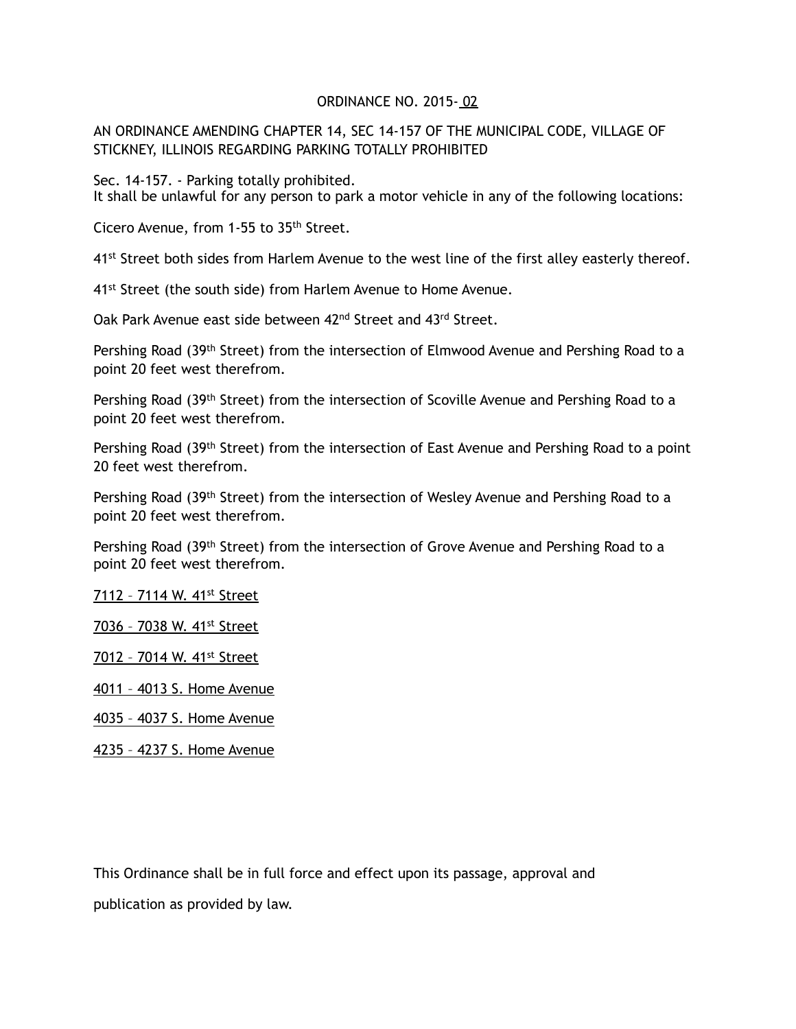ORDINANCE NO. 2015-<u> 02</u>

AN ORDINANCE AMENDING CHAPTER 14, SEC 14-157 OF THE MUNICIPAL CODE, VILLAGE OF STICKNEY, ILLINOIS REGARDING PARKING TOTALLY PROHIBITED

Sec. 14-157. - Parking totally prohibited.
It shall be unlawful for any person to park a motor vehicle in any of the following locations:

Cicero Avenue, from 1-55 to 35th Street.

41st Street both sides from Harlem Avenue to the west line of the first alley easterly thereof.

41st Street (the south side) from Harlem Avenue to Home Avenue.

Oak Park Avenue east side between 42nd Street and 43rd Street.

Pershing Road (39th Street) from the intersection of Elmwood Avenue and Pershing Road to a point 20 feet west therefrom.

Pershing Road (39th Street) from the intersection of Scoville Avenue and Pershing Road to a point 20 feet west therefrom.

Pershing Road (39th Street) from the intersection of East Avenue and Pershing Road to a point 20 feet west therefrom.

Pershing Road (39th Street) from the intersection of Wesley Avenue and Pershing Road to a point 20 feet west therefrom.

Pershing Road (39th Street) from the intersection of Grove Avenue and Pershing Road to a point 20 feet west therefrom.

<u>7112 – 7114 W. 41st Street</u>

<u>7036 – 7038 W. 41st Street</u>

<u>7012 – 7014 W. 41st Street</u>

<u>4011 – 4013 S. Home Avenue</u>

<u>4035 – 4037 S. Home Avenue</u>

<u>4235 – 4237 S. Home Avenue</u>

This Ordinance shall be in full force and effect upon its passage, approval and publication as provided by law.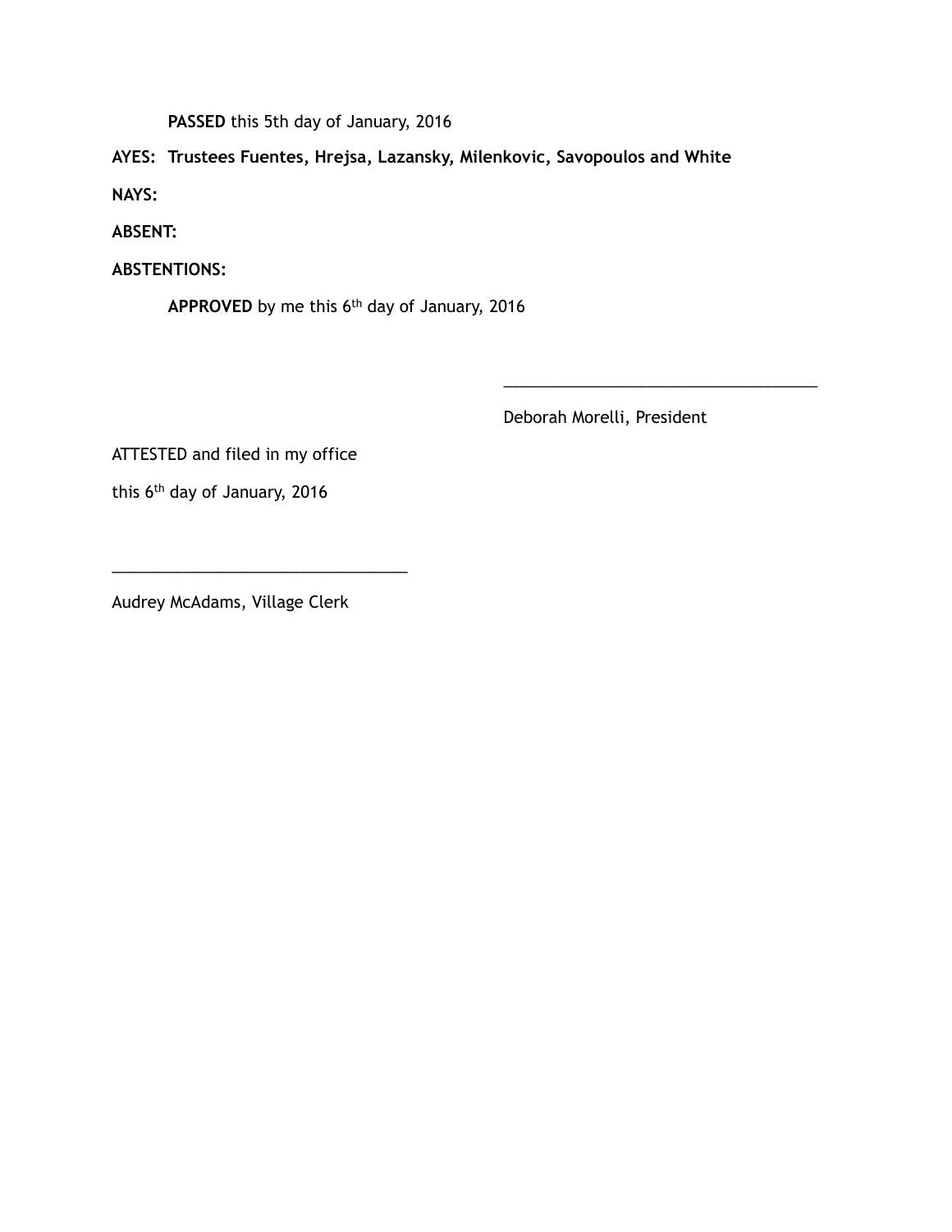**PASSED** this 5th day of January, 2016

**AYES: Trustees Fuentes, Hrejsa, Lazansky, Milenkovic, Savopoulos and White**

**NAYS:**

**ABSENT:**

**ABSTENTIONS:**

**APPROVED** by me this 6th day of January, 2016

\_\_\_\_\_\_\_\_\_\_\_\_\_\_\_\_\_\_\_\_\_\_\_\_\_\_\_\_\_\_\_\_\_\_\_\_\_\_

Deborah Morelli, President

ATTESTED and filed in my office

this 6th day of January, 2016

\_\_\_\_\_\_\_\_\_\_\_\_\_\_\_\_\_\_\_\_\_\_\_\_\_\_\_\_\_\_\_\_\_\_\_\_\_\_

Audrey McAdams, Village Clerk